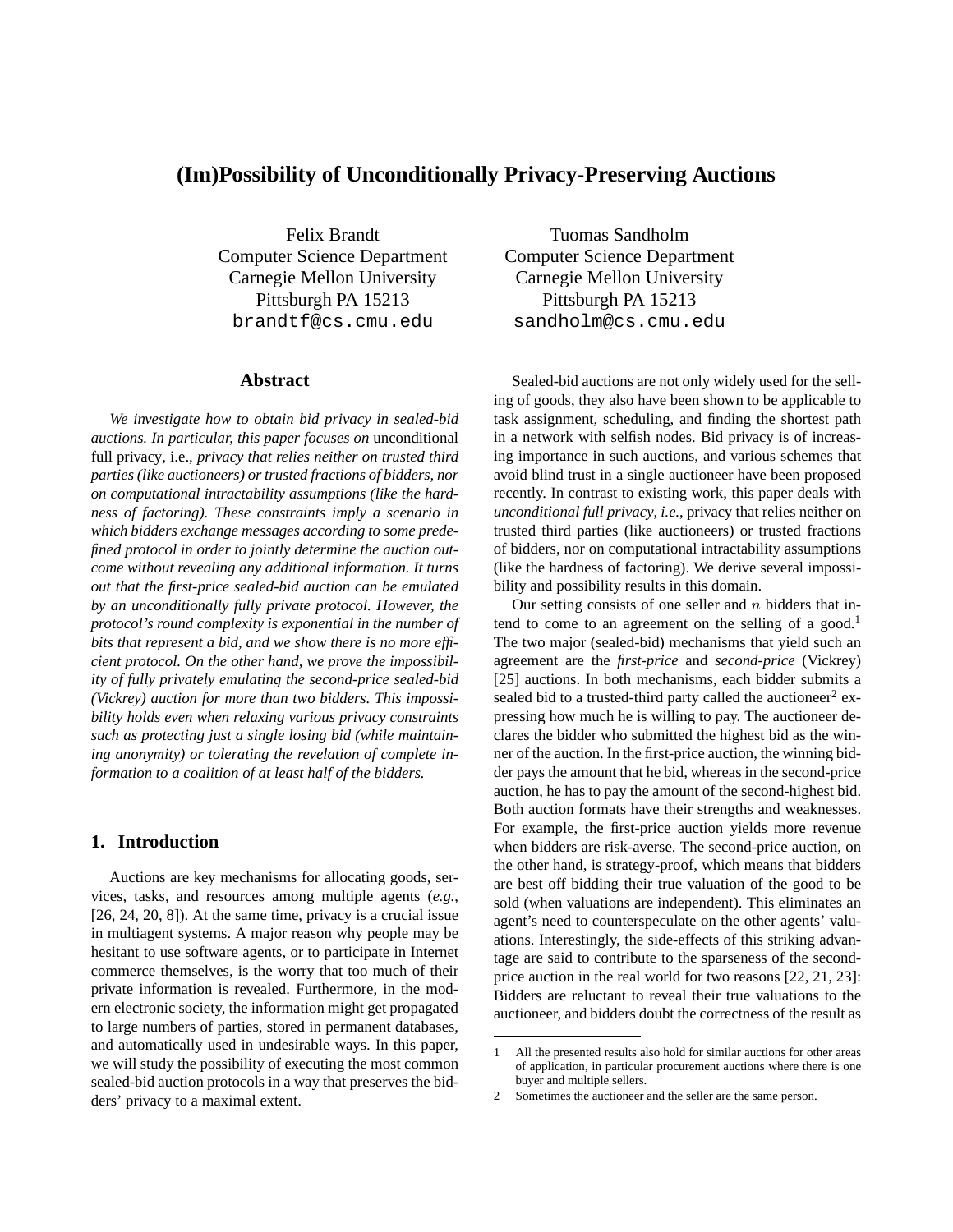# (Im)Possibility of Unconditionally Privacy-Preserving Auctions

Felix Brandt
Computer Science Department
Carnegie Mellon University
Pittsburgh PA 15213
brandtf@cs.cmu.edu

Tuomas Sandholm
Computer Science Department
Carnegie Mellon University
Pittsburgh PA 15213
sandholm@cs.cmu.edu

## Abstract

*We investigate how to obtain bid privacy in sealed-bid auctions. In particular, this paper focuses on* unconditional full privacy, i.e., *privacy that relies neither on trusted third parties (like auctioneers) or trusted fractions of bidders, nor on computational intractability assumptions (like the hardness of factoring). These constraints imply a scenario in which bidders exchange messages according to some predefined protocol in order to jointly determine the auction outcome without revealing any additional information. It turns out that the first-price sealed-bid auction can be emulated by an unconditionally fully private protocol. However, the protocol's round complexity is exponential in the number of bits that represent a bid, and we show there is no more efficient protocol. On the other hand, we prove the impossibility of fully privately emulating the second-price sealed-bid (Vickrey) auction for more than two bidders. This impossibility holds even when relaxing various privacy constraints such as protecting just a single losing bid (while maintaining anonymity) or tolerating the revelation of complete information to a coalition of at least half of the bidders.*

## 1. Introduction

Auctions are key mechanisms for allocating goods, services, tasks, and resources among multiple agents (*e.g.*, [26, 24, 20, 8]). At the same time, privacy is a crucial issue in multiagent systems. A major reason why people may be hesitant to use software agents, or to participate in Internet commerce themselves, is the worry that too much of their private information is revealed. Furthermore, in the modern electronic society, the information might get propagated to large numbers of parties, stored in permanent databases, and automatically used in undesirable ways. In this paper, we will study the possibility of executing the most common sealed-bid auction protocols in a way that preserves the bidders' privacy to a maximal extent.

Sealed-bid auctions are not only widely used for the selling of goods, they also have been shown to be applicable to task assignment, scheduling, and finding the shortest path in a network with selfish nodes. Bid privacy is of increasing importance in such auctions, and various schemes that avoid blind trust in a single auctioneer have been proposed recently. In contrast to existing work, this paper deals with *unconditional full privacy, i.e.*, privacy that relies neither on trusted third parties (like auctioneers) or trusted fractions of bidders, nor on computational intractability assumptions (like the hardness of factoring). We derive several impossibility and possibility results in this domain.

Our setting consists of one seller and $n$ bidders that intend to come to an agreement on the selling of a good.[1] The two major (sealed-bid) mechanisms that yield such an agreement are the *first-price* and *second-price* (Vickrey) [25] auctions. In both mechanisms, each bidder submits a sealed bid to a trusted-third party called the auctioneer[2] expressing how much he is willing to pay. The auctioneer declares the bidder who submitted the highest bid as the winner of the auction. In the first-price auction, the winning bidder pays the amount that he bid, whereas in the second-price auction, he has to pay the amount of the second-highest bid. Both auction formats have their strengths and weaknesses. For example, the first-price auction yields more revenue when bidders are risk-averse. The second-price auction, on the other hand, is strategy-proof, which means that bidders are best off bidding their true valuation of the good to be sold (when valuations are independent). This eliminates an agent's need to counterspeculate on the other agents' valuations. Interestingly, the side-effects of this striking advantage are said to contribute to the sparseness of the second-price auction in the real world for two reasons [22, 21, 23]: Bidders are reluctant to reveal their true valuations to the auctioneer, and bidders doubt the correctness of the result as

1 All the presented results also hold for similar auctions for other areas of application, in particular procurement auctions where there is one buyer and multiple sellers.

2 Sometimes the auctioneer and the seller are the same person.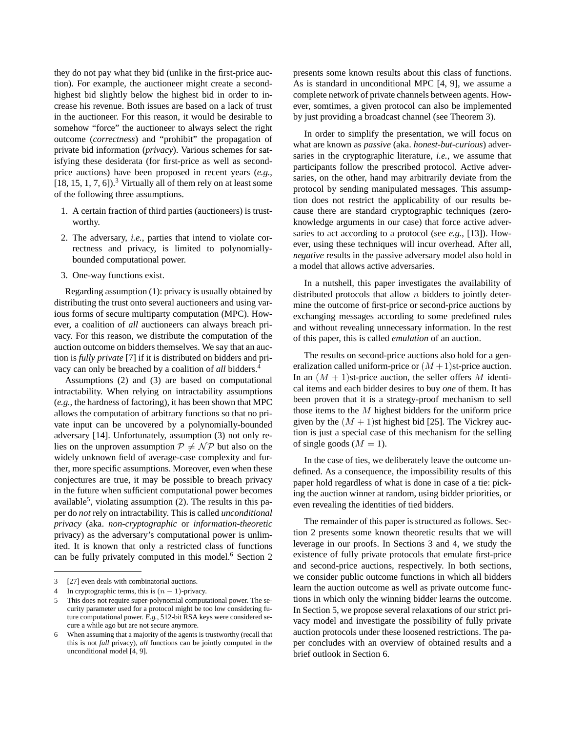they do not pay what they bid (unlike in the first-price auction). For example, the auctioneer might create a second-highest bid slightly below the highest bid in order to increase his revenue. Both issues are based on a lack of trust in the auctioneer. For this reason, it would be desirable to somehow "force" the auctioneer to always select the right outcome (*correctness*) and "prohibit" the propagation of private bid information (*privacy*). Various schemes for satisfying these desiderata (for first-price as well as second-price auctions) have been proposed in recent years (*e.g.*, [18, 15, 1, 7, 6]).[3] Virtually all of them rely on at least some of the following three assumptions.

1. A certain fraction of third parties (auctioneers) is trustworthy.
2. The adversary, *i.e.*, parties that intend to violate correctness and privacy, is limited to polynomially-bounded computational power.
3. One-way functions exist.

Regarding assumption (1): privacy is usually obtained by distributing the trust onto several auctioneers and using various forms of secure multiparty computation (MPC). However, a coalition of *all* auctioneers can always breach privacy. For this reason, we distribute the computation of the auction outcome on bidders themselves. We say that an auction is *fully private* [7] if it is distributed on bidders and privacy can only be breached by a coalition of *all* bidders.[4]

Assumptions (2) and (3) are based on computational intractability. When relying on intractability assumptions (*e.g.*, the hardness of factoring), it has been shown that MPC allows the computation of arbitrary functions so that no private input can be uncovered by a polynomially-bounded adversary [14]. Unfortunately, assumption (3) not only relies on the unproven assumption $\mathcal{P} \neq \mathcal{NP}$ but also on the widely unknown field of average-case complexity and further, more specific assumptions. Moreover, even when these conjectures are true, it may be possible to breach privacy in the future when sufficient computational power becomes available[5], violating assumption (2). The results in this paper do *not* rely on intractability. This is called *unconditional privacy* (aka. *non-cryptographic* or *information-theoretic* privacy) as the adversary's computational power is unlimited. It is known that only a restricted class of functions can be fully privately computed in this model.[6] Section 2 presents some known results about this class of functions. As is standard in unconditional MPC [4, 9], we assume a complete network of private channels between agents. However, somtimes, a given protocol can also be implemented by just providing a broadcast channel (see Theorem 3).

In order to simplify the presentation, we will focus on what are known as *passive* (aka. *honest-but-curious*) adversaries in the cryptographic literature, *i.e.*, we assume that participants follow the prescribed protocol. Active adversaries, on the other, hand may arbitrarily deviate from the protocol by sending manipulated messages. This assumption does not restrict the applicability of our results because there are standard cryptographic techniques (zero-knowledge arguments in our case) that force active adversaries to act according to a protocol (see *e.g.*, [13]). However, using these techniques will incur overhead. After all, *negative* results in the passive adversary model also hold in a model that allows active adversaries.

In a nutshell, this paper investigates the availability of distributed protocols that allow $n$ bidders to jointly determine the outcome of first-price or second-price auctions by exchanging messages according to some predefined rules and without revealing unnecessary information. In the rest of this paper, this is called *emulation* of an auction.

The results on second-price auctions also hold for a generalization called uniform-price or $(M+1)$st-price auction. In an $(M+1)$st-price auction, the seller offers $M$ identical items and each bidder desires to buy *one* of them. It has been proven that it is a strategy-proof mechanism to sell those items to the $M$ highest bidders for the uniform price given by the $(M+1)$st highest bid [25]. The Vickrey auction is just a special case of this mechanism for the selling of single goods ($M = 1$).

In the case of ties, we deliberately leave the outcome undefined. As a consequence, the impossibility results of this paper hold regardless of what is done in case of a tie: picking the auction winner at random, using bidder priorities, or even revealing the identities of tied bidders.

The remainder of this paper is structured as follows. Section 2 presents some known theoretic results that we will leverage in our proofs. In Sections 3 and 4, we study the existence of fully private protocols that emulate first-price and second-price auctions, respectively. In both sections, we consider public outcome functions in which all bidders learn the auction outcome as well as private outcome functions in which only the winning bidder learns the outcome. In Section 5, we propose several relaxations of our strict privacy model and investigate the possibility of fully private auction protocols under these loosened restrictions. The paper concludes with an overview of obtained results and a brief outlook in Section 6.

---

3 [27] even deals with combinatorial auctions.

4 In cryptographic terms, this is $(n-1)$-privacy.

5 This does not require super-polynomial computational power. The security parameter used for a protocol might be too low considering future computational power. *E.g.*, 512-bit RSA keys were considered secure a while ago but are not secure anymore.

6 When assuming that a majority of the agents is trustworthy (recall that this is not *full* privacy), *all* functions can be jointly computed in the unconditional model [4, 9].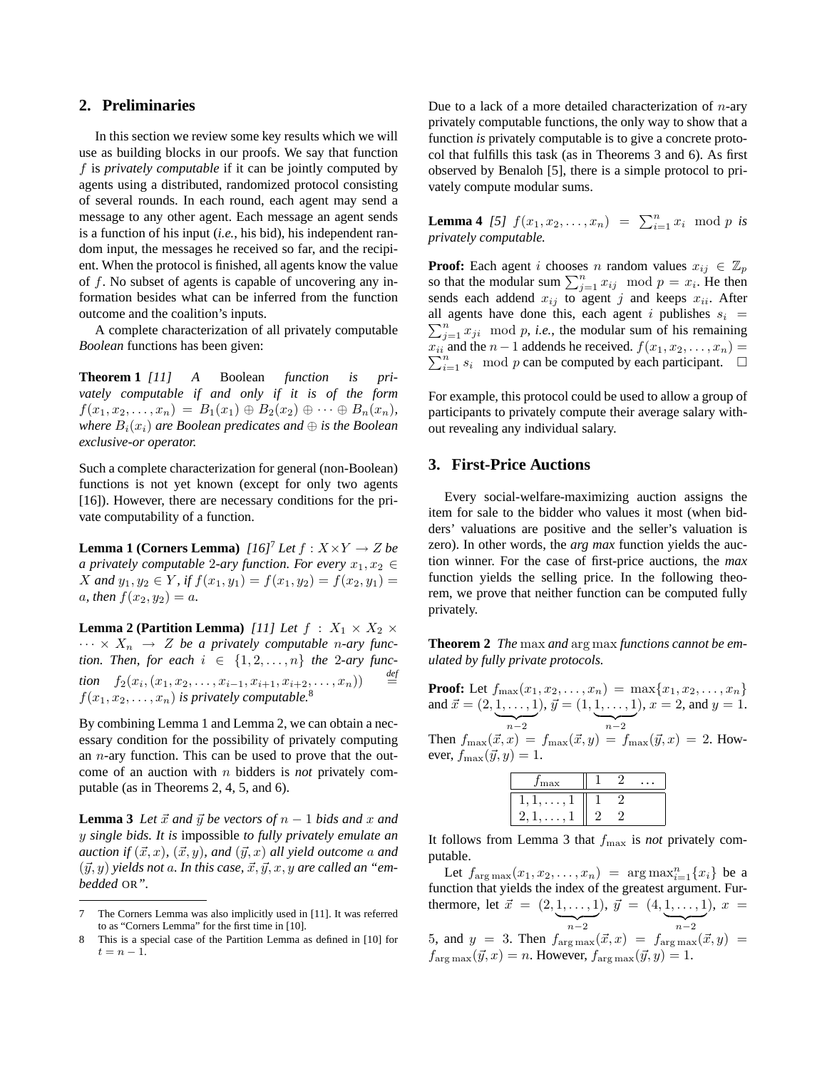## 2. Preliminaries

In this section we review some key results which we will use as building blocks in our proofs. We say that function $f$ is *privately computable* if it can be jointly computed by agents using a distributed, randomized protocol consisting of several rounds. In each round, each agent may send a message to any other agent. Each message an agent sends is a function of his input (*i.e.*, his bid), his independent random input, the messages he received so far, and the recipient. When the protocol is finished, all agents know the value of $f$. No subset of agents is capable of uncovering any information besides what can be inferred from the function outcome and the coalition's inputs.

A complete characterization of all privately computable *Boolean* functions has been given:

**Theorem 1** *[11] A* Boolean *function is privately computable if and only if it is of the form $f(x_1, x_2, \ldots, x_n) = B_1(x_1) \oplus B_2(x_2) \oplus \cdots \oplus B_n(x_n)$, where $B_i(x_i)$ are Boolean predicates and $\oplus$ is the Boolean exclusive-or operator.*

Such a complete characterization for general (non-Boolean) functions is not yet known (except for only two agents [16]). However, there are necessary conditions for the private computability of a function.

**Lemma 1 (Corners Lemma)** *[16][7] Let $f : X \times Y \to Z$ be a privately computable 2-ary function. For every $x_1, x_2 \in X$ and $y_1, y_2 \in Y$, if $f(x_1, y_1) = f(x_1, y_2) = f(x_2, y_1) = a$, then $f(x_2, y_2) = a$.*

**Lemma 2 (Partition Lemma)** *[11] Let $f : X_1 \times X_2 \times \cdots \times X_n \to Z$ be a privately computable $n$-ary function. Then, for each $i \in \{1, 2, \ldots, n\}$ the 2-ary function $f_2(x_i, (x_1, x_2, \ldots, x_{i-1}, x_{i+1}, x_{i+2}, \ldots, x_n)) \stackrel{def}{=} f(x_1, x_2, \ldots, x_n)$ is privately computable.*[8]

By combining Lemma 1 and Lemma 2, we can obtain a necessary condition for the possibility of privately computing an $n$-ary function. This can be used to prove that the outcome of an auction with $n$ bidders is *not* privately computable (as in Theorems 2, 4, 5, and 6).

**Lemma 3** *Let $\vec{x}$ and $\vec{y}$ be vectors of $n-1$ bids and $x$ and $y$ single bids. It is* impossible *to fully privately emulate an auction if $(\vec{x}, x)$, $(\vec{x}, y)$, and $(\vec{y}, x)$ all yield outcome $a$ and $(\vec{y}, y)$ yields not $a$. In this case, $\vec{x}, \vec{y}, x, y$ are called an "embedded* OR*".*

Due to a lack of a more detailed characterization of $n$-ary privately computable functions, the only way to show that a function *is* privately computable is to give a concrete protocol that fulfills this task (as in Theorems 3 and 6). As first observed by Benaloh [5], there is a simple protocol to privately compute modular sums.

**Lemma 4** *[5] $f(x_1, x_2, \ldots, x_n) = \sum_{i=1}^{n} x_i \mod p$ is privately computable.*

**Proof:** Each agent $i$ chooses $n$ random values $x_{ij} \in \mathbb{Z}_p$ so that the modular sum $\sum_{j=1}^{n} x_{ij} \mod p = x_i$. He then sends each addend $x_{ij}$ to agent $j$ and keeps $x_{ii}$. After all agents have done this, each agent $i$ publishes $s_i = \sum_{j=1}^{n} x_{ji} \mod p$, *i.e.*, the modular sum of his remaining $x_{ii}$ and the $n-1$ addends he received. $f(x_1, x_2, \ldots, x_n) = \sum_{i=1}^{n} s_i \mod p$ can be computed by each participant. □

For example, this protocol could be used to allow a group of participants to privately compute their average salary without revealing any individual salary.

## 3. First-Price Auctions

Every social-welfare-maximizing auction assigns the item for sale to the bidder who values it most (when bidders' valuations are positive and the seller's valuation is zero). In other words, the *arg max* function yields the auction winner. For the case of first-price auctions, the *max* function yields the selling price. In the following theorem, we prove that neither function can be computed fully privately.

**Theorem 2** *The* max *and* arg max *functions cannot be emulated by fully private protocols.*

**Proof:** Let $f_{\max}(x_1, x_2, \ldots, x_n) = \max\{x_1, x_2, \ldots, x_n\}$ and $\vec{x} = (2, \underbrace{1, \ldots, 1}_{n-2})$, $\vec{y} = (1, \underbrace{1, \ldots, 1}_{n-2})$, $x = 2$, and $y = 1$. Then $f_{\max}(\vec{x}, x) = f_{\max}(\vec{x}, y) = f_{\max}(\vec{y}, x) = 2$. However, $f_{\max}(\vec{y}, y) = 1$.

| $f_{\max}$ | 1 | 2 | ... |
|---|---|---|---|
| $1, 1, \ldots, 1$ | 1 | 2 | |
| $2, 1, \ldots, 1$ | 2 | 2 | |

It follows from Lemma 3 that $f_{\max}$ is *not* privately computable.

Let $f_{\arg\max}(x_1, x_2, \ldots, x_n) = \arg\max_{i=1}^{n}\{x_i\}$ be a function that yields the index of the greatest argument. Furthermore, let $\vec{x} = (2, \underbrace{1, \ldots, 1}_{n-2})$, $\vec{y} = (4, \underbrace{1, \ldots, 1}_{n-2})$, $x = 5$, and $y = 3$. Then $f_{\arg\max}(\vec{x}, x) = f_{\arg\max}(\vec{x}, y) = f_{\arg\max}(\vec{y}, x) = n$. However, $f_{\arg\max}(\vec{y}, y) = 1$.

---

7 The Corners Lemma was also implicitly used in [11]. It was referred to as "Corners Lemma" for the first time in [10].

8 This is a special case of the Partition Lemma as defined in [10] for $t = n - 1$.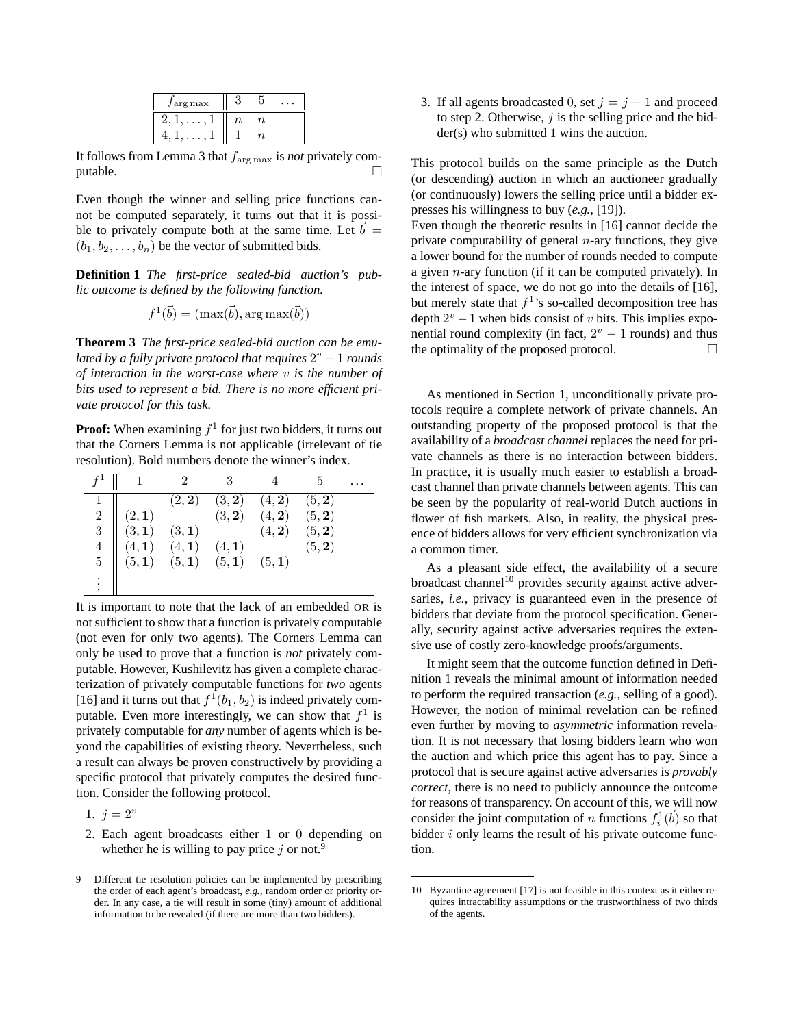| $f_{\arg\max}$ | 3 | 5 | $\ldots$ |
|---|---|---|---|
| $2, 1, \ldots, 1$ | $n$ | $n$ | |
| $4, 1, \ldots, 1$ | 1 | $n$ | |

It follows from Lemma 3 that $f_{\arg\max}$ is *not* privately computable. □

Even though the winner and selling price functions cannot be computed separately, it turns out that it is possible to privately compute both at the same time. Let $\vec{b} = (b_1, b_2, \ldots, b_n)$ be the vector of submitted bids.

**Definition 1** *The first-price sealed-bid auction's public outcome is defined by the following function.*

$$f^1(\vec{b}) = (\max(\vec{b}), \arg\max(\vec{b}))$$

**Theorem 3** *The first-price sealed-bid auction can be emulated by a fully private protocol that requires $2^v - 1$ rounds of interaction in the worst-case where $v$ is the number of bits used to represent a bid. There is no more efficient private protocol for this task.*

**Proof:** When examining $f^1$ for just two bidders, it turns out that the Corners Lemma is not applicable (irrelevant of tie resolution). Bold numbers denote the winner's index.

| $f^1$ | 1 | 2 | 3 | 4 | 5 | $\ldots$ |
|---|---|---|---|---|---|---|
| 1 | | $(2,\mathbf{2})$ | $(3,\mathbf{2})$ | $(4,\mathbf{2})$ | $(5,\mathbf{2})$ | |
| 2 | $(2,\mathbf{1})$ | | $(3,\mathbf{2})$ | $(4,\mathbf{2})$ | $(5,\mathbf{2})$ | |
| 3 | $(3,\mathbf{1})$ | $(3,\mathbf{1})$ | | $(4,\mathbf{2})$ | $(5,\mathbf{2})$ | |
| 4 | $(4,\mathbf{1})$ | $(4,\mathbf{1})$ | $(4,\mathbf{1})$ | | $(5,\mathbf{2})$ | |
| 5 | $(5,\mathbf{1})$ | $(5,\mathbf{1})$ | $(5,\mathbf{1})$ | $(5,\mathbf{1})$ | | |
| $\vdots$ | | | | | | |

It is important to note that the lack of an embedded OR is not sufficient to show that a function is privately computable (not even for only two agents). The Corners Lemma can only be used to prove that a function is *not* privately computable. However, Kushilevitz has given a complete characterization of privately computable functions for *two* agents [16] and it turns out that $f^1(b_1, b_2)$ is indeed privately computable. Even more interestingly, we can show that $f^1$ is privately computable for *any* number of agents which is beyond the capabilities of existing theory. Nevertheless, such a result can always be proven constructively by providing a specific protocol that privately computes the desired function. Consider the following protocol.

1. $j = 2^v$
2. Each agent broadcasts either 1 or 0 depending on whether he is willing to pay price $j$ or not.[9]
3. If all agents broadcasted 0, set $j = j - 1$ and proceed to step 2. Otherwise, $j$ is the selling price and the bidder(s) who submitted 1 wins the auction.

This protocol builds on the same principle as the Dutch (or descending) auction in which an auctioneer gradually (or continuously) lowers the selling price until a bidder expresses his willingness to buy (*e.g.*, [19]).

Even though the theoretic results in [16] cannot decide the private computability of general $n$-ary functions, they give a lower bound for the number of rounds needed to compute a given $n$-ary function (if it can be computed privately). In the interest of space, we do not go into the details of [16], but merely state that $f^1$'s so-called decomposition tree has depth $2^v - 1$ when bids consist of $v$ bits. This implies exponential round complexity (in fact, $2^v - 1$ rounds) and thus the optimality of the proposed protocol. □

As mentioned in Section 1, unconditionally private protocols require a complete network of private channels. An outstanding property of the proposed protocol is that the availability of a *broadcast channel* replaces the need for private channels as there is no interaction between bidders. In practice, it is usually much easier to establish a broadcast channel than private channels between agents. This can be seen by the popularity of real-world Dutch auctions in flower of fish markets. Also, in reality, the physical presence of bidders allows for very efficient synchronization via a common timer.

As a pleasant side effect, the availability of a secure broadcast channel[10] provides security against active adversaries, *i.e.*, privacy is guaranteed even in the presence of bidders that deviate from the protocol specification. Generally, security against active adversaries requires the extensive use of costly zero-knowledge proofs/arguments.

It might seem that the outcome function defined in Definition 1 reveals the minimal amount of information needed to perform the required transaction (*e.g.*, selling of a good). However, the notion of minimal revelation can be refined even further by moving to *asymmetric* information revelation. It is not necessary that losing bidders learn who won the auction and which price this agent has to pay. Since a protocol that is secure against active adversaries is *provably correct*, there is no need to publicly announce the outcome for reasons of transparency. On account of this, we will now consider the joint computation of $n$ functions $f_i^1(\vec{b})$ so that bidder $i$ only learns the result of his private outcome function.

---

9 Different tie resolution policies can be implemented by prescribing the order of each agent's broadcast, *e.g.*, random order or priority order. In any case, a tie will result in some (tiny) amount of additional information to be revealed (if there are more than two bidders).

10 Byzantine agreement [17] is not feasible in this context as it either requires intractability assumptions or the trustworthiness of two thirds of the agents.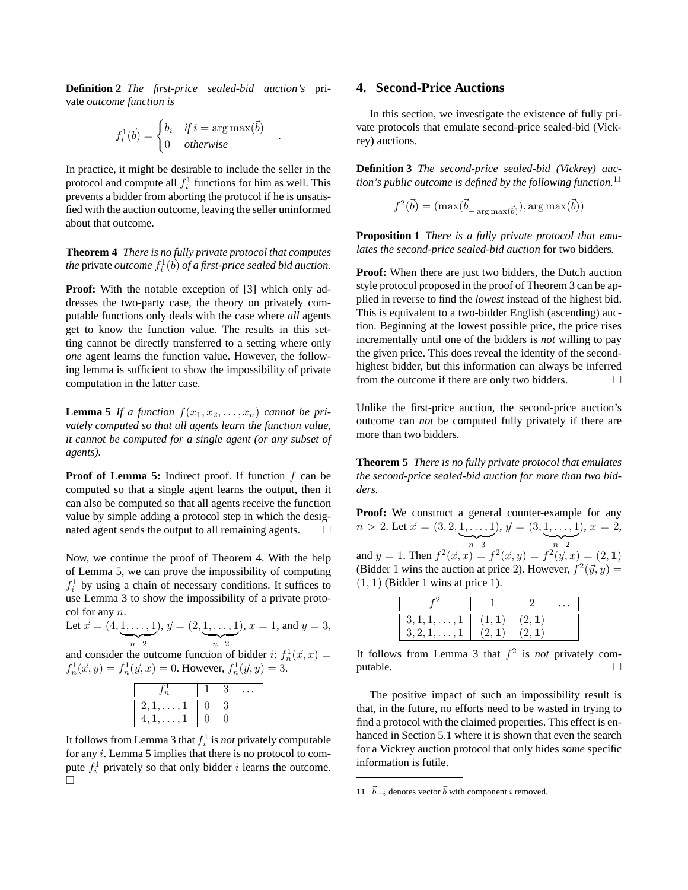**Definition 2** *The first-price sealed-bid auction's* private *outcome function is*

$$f_i^1(\vec{b}) = \begin{cases} b_i & \text{if } i = \arg\max(\vec{b}) \\ 0 & \text{otherwise} \end{cases} .$$

In practice, it might be desirable to include the seller in the protocol and compute all $f_i^1$ functions for him as well. This prevents a bidder from aborting the protocol if he is unsatisfied with the auction outcome, leaving the seller uninformed about that outcome.

**Theorem 4** *There is no fully private protocol that computes the* private *outcome $f_i^1(\vec{b})$ of a first-price sealed bid auction.*

**Proof:** With the notable exception of [3] which only addresses the two-party case, the theory on privately computable functions only deals with the case where *all* agents get to know the function value. The results in this setting cannot be directly transferred to a setting where only *one* agent learns the function value. However, the following lemma is sufficient to show the impossibility of private computation in the latter case.

**Lemma 5** *If a function $f(x_1, x_2, \ldots, x_n)$ cannot be privately computed so that all agents learn the function value, it cannot be computed for a single agent (or any subset of agents).*

**Proof of Lemma 5:** Indirect proof. If function $f$ can be computed so that a single agent learns the output, then it can also be computed so that all agents receive the function value by simple adding a protocol step in which the designated agent sends the output to all remaining agents. □

Now, we continue the proof of Theorem 4. With the help of Lemma 5, we can prove the impossibility of computing $f_i^1$ by using a chain of necessary conditions. It suffices to use Lemma 3 to show the impossibility of a private protocol for any $n$.

Let $\vec{x} = (4, \underbrace{1, \ldots, 1}_{n-2})$, $\vec{y} = (2, \underbrace{1, \ldots, 1}_{n-2})$, $x = 1$, and $y = 3$, and consider the outcome function of bidder $i$: $f_n^1(\vec{x}, x) = f_n^1(\vec{x}, y) = f_n^1(\vec{y}, x) = 0$. However, $f_n^1(\vec{y}, y) = 3$.

| $f_n^1$ | 1 | 3 | ... |
|---|---|---|---|
| $2, 1, \ldots, 1$ | 0 | 3 | |
| $4, 1, \ldots, 1$ | 0 | 0 | |

It follows from Lemma 3 that $f_i^1$ is *not* privately computable for any $i$. Lemma 5 implies that there is no protocol to compute $f_i^1$ privately so that only bidder $i$ learns the outcome. □

## 4. Second-Price Auctions

In this section, we investigate the existence of fully private protocols that emulate second-price sealed-bid (Vickrey) auctions.

**Definition 3** *The second-price sealed-bid (Vickrey) auction's public outcome is defined by the following function.*[11]

$$f^2(\vec{b}) = (\max(\vec{b}_{-\arg\max(\vec{b})}), \arg\max(\vec{b}))$$

**Proposition 1** *There is a fully private protocol that emulates the second-price sealed-bid auction* for two bidders*.*

**Proof:** When there are just two bidders, the Dutch auction style protocol proposed in the proof of Theorem 3 can be applied in reverse to find the *lowest* instead of the highest bid. This is equivalent to a two-bidder English (ascending) auction. Beginning at the lowest possible price, the price rises incrementally until one of the bidders is *not* willing to pay the given price. This does reveal the identity of the second-highest bidder, but this information can always be inferred from the outcome if there are only two bidders. □

Unlike the first-price auction, the second-price auction's outcome can *not* be computed fully privately if there are more than two bidders.

**Theorem 5** *There is no fully private protocol that emulates the second-price sealed-bid auction for more than two bidders.*

**Proof:** We construct a general counter-example for any $n > 2$. Let $\vec{x} = (3, 2, \underbrace{1, \ldots, 1}_{n-3})$, $\vec{y} = (3, \underbrace{1, \ldots, 1}_{n-2})$, $x = 2$, and $y = 1$. Then $f^2(\vec{x}, x) = f^2(\vec{x}, y) = f^2(\vec{y}, x) = (2, \mathbf{1})$ (Bidder 1 wins the auction at price 2). However, $f^2(\vec{y}, y) = (1, \mathbf{1})$ (Bidder 1 wins at price 1).

| $f^2$ | 1 | 2 | ... |
|---|---|---|---|
| $3, 1, 1, \ldots, 1$ | $(1, \mathbf{1})$ | $(2, \mathbf{1})$ | |
| $3, 2, 1, \ldots, 1$ | $(2, \mathbf{1})$ | $(2, \mathbf{1})$ | |

It follows from Lemma 3 that $f^2$ is *not* privately computable. □

The positive impact of such an impossibility result is that, in the future, no efforts need to be wasted in trying to find a protocol with the claimed properties. This effect is enhanced in Section 5.1 where it is shown that even the search for a Vickrey auction protocol that only hides *some* specific information is futile.

---

11 $\vec{b}_{-i}$ denotes vector $\vec{b}$ with component $i$ removed.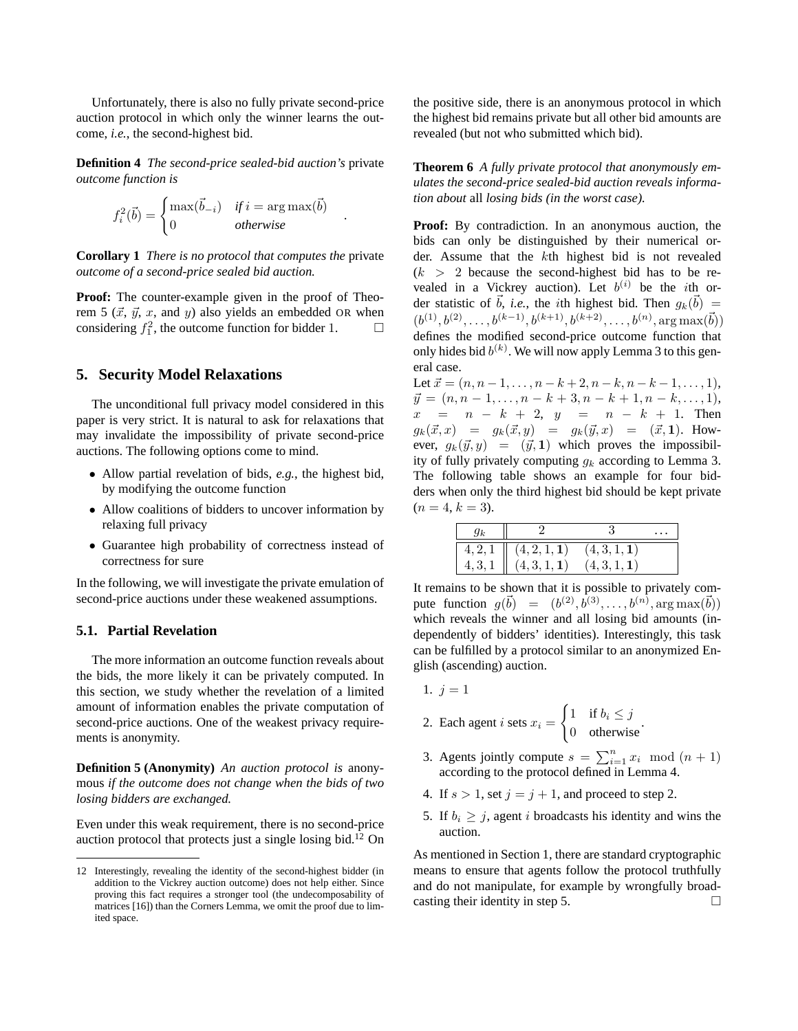Unfortunately, there is also no fully private second-price auction protocol in which only the winner learns the outcome, *i.e.*, the second-highest bid.

**Definition 4** *The second-price sealed-bid auction's* private *outcome function is*

$$f_i^2(\vec{b}) = \begin{cases} \max(\vec{b}_{-i}) & \text{if } i = \arg\max(\vec{b}) \\ 0 & \text{otherwise} \end{cases}.$$

**Corollary 1** *There is no protocol that computes the* private *outcome of a second-price sealed bid auction.*

**Proof:** The counter-example given in the proof of Theorem 5 ($\vec{x}$, $\vec{y}$, $x$, and $y$) also yields an embedded OR when considering $f_1^2$, the outcome function for bidder 1. □

## 5. Security Model Relaxations

The unconditional full privacy model considered in this paper is very strict. It is natural to ask for relaxations that may invalidate the impossibility of private second-price auctions. The following options come to mind.

- Allow partial revelation of bids, *e.g.*, the highest bid, by modifying the outcome function
- Allow coalitions of bidders to uncover information by relaxing full privacy
- Guarantee high probability of correctness instead of correctness for sure

In the following, we will investigate the private emulation of second-price auctions under these weakened assumptions.

### 5.1. Partial Revelation

The more information an outcome function reveals about the bids, the more likely it can be privately computed. In this section, we study whether the revelation of a limited amount of information enables the private computation of second-price auctions. One of the weakest privacy requirements is anonymity.

**Definition 5 (Anonymity)** *An auction protocol is* anonymous *if the outcome does not change when the bids of two losing bidders are exchanged.*

Even under this weak requirement, there is no second-price auction protocol that protects just a single losing bid.[12] On the positive side, there is an anonymous protocol in which the highest bid remains private but all other bid amounts are revealed (but not who submitted which bid).

**Theorem 6** *A fully private protocol that anonymously emulates the second-price sealed-bid auction reveals information about* all *losing bids (in the worst case).*

**Proof:** By contradiction. In an anonymous auction, the bids can only be distinguished by their numerical order. Assume that the $k$th highest bid is not revealed ($k > 2$ because the second-highest bid has to be revealed in a Vickrey auction). Let $b^{(i)}$ be the $i$th order statistic of $\vec{b}$, *i.e.*, the $i$th highest bid. Then $g_k(\vec{b}) = (b^{(1)}, b^{(2)}, \ldots, b^{(k-1)}, b^{(k+1)}, b^{(k+2)}, \ldots, b^{(n)}, \arg\max(\vec{b}))$ defines the modified second-price outcome function that only hides bid $b^{(k)}$. We will now apply Lemma 3 to this general case.

Let $\vec{x} = (n, n-1, \ldots, n-k+2, n-k, n-k-1, \ldots, 1)$, $\vec{y} = (n, n-1, \ldots, n-k+3, n-k+1, n-k, \ldots, 1)$, $x = n-k+2$, $y = n-k+1$. Then $g_k(\vec{x}, x) = g_k(\vec{x}, y) = g_k(\vec{y}, x) = (\vec{x}, \mathbf{1})$. However, $g_k(\vec{y}, y) = (\vec{y}, \mathbf{1})$ which proves the impossibility of fully privately computing $g_k$ according to Lemma 3. The following table shows an example for four bidders when only the third highest bid should be kept private ($n = 4$, $k = 3$).

| $g_k$ | 2 | 3 | $\ldots$ |
|---|---|---|---|
| $4, 2, 1$ | $(4, 2, 1, \mathbf{1})$ | $(4, 3, 1, \mathbf{1})$ | |
| $4, 3, 1$ | $(4, 3, 1, \mathbf{1})$ | $(4, 3, 1, \mathbf{1})$ | |

It remains to be shown that it is possible to privately compute function $g(\vec{b}) = (b^{(2)}, b^{(3)}, \ldots, b^{(n)}, \arg\max(\vec{b}))$ which reveals the winner and all losing bid amounts (independently of bidders' identities). Interestingly, this task can be fulfilled by a protocol similar to an anonymized English (ascending) auction.

1. $j = 1$
2. Each agent $i$ sets $x_i = \begin{cases} 1 & \text{if } b_i \leq j \\ 0 & \text{otherwise} \end{cases}$.
3. Agents jointly compute $s = \sum_{i=1}^{n} x_i \mod (n+1)$ according to the protocol defined in Lemma 4.
4. If $s > 1$, set $j = j + 1$, and proceed to step 2.
5. If $b_i \geq j$, agent $i$ broadcasts his identity and wins the auction.

As mentioned in Section 1, there are standard cryptographic means to ensure that agents follow the protocol truthfully and do not manipulate, for example by wrongfully broadcasting their identity in step 5. □

---

[12] Interestingly, revealing the identity of the second-highest bidder (in addition to the Vickrey auction outcome) does not help either. Since proving this fact requires a stronger tool (the undecomposability of matrices [16]) than the Corners Lemma, we omit the proof due to limited space.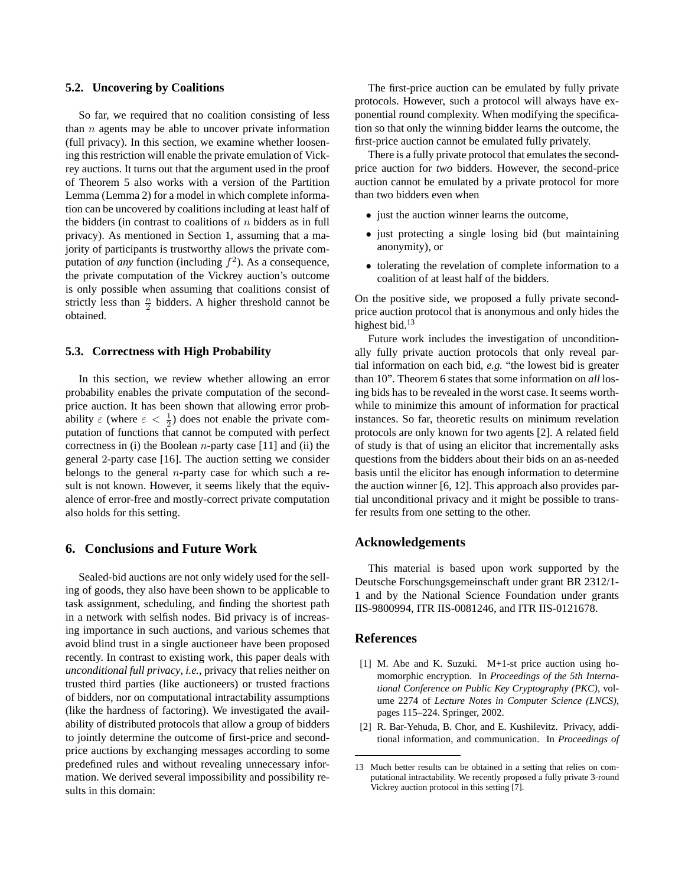### 5.2. Uncovering by Coalitions

So far, we required that no coalition consisting of less than $n$ agents may be able to uncover private information (full privacy). In this section, we examine whether loosening this restriction will enable the private emulation of Vickrey auctions. It turns out that the argument used in the proof of Theorem 5 also works with a version of the Partition Lemma (Lemma 2) for a model in which complete information can be uncovered by coalitions including at least half of the bidders (in contrast to coalitions of $n$ bidders as in full privacy). As mentioned in Section 1, assuming that a majority of participants is trustworthy allows the private computation of *any* function (including $f^2$). As a consequence, the private computation of the Vickrey auction's outcome is only possible when assuming that coalitions consist of strictly less than $\frac{n}{2}$ bidders. A higher threshold cannot be obtained.

### 5.3. Correctness with High Probability

In this section, we review whether allowing an error probability enables the private computation of the second-price auction. It has been shown that allowing error probability $\varepsilon$ (where $\varepsilon < \frac{1}{2}$) does not enable the private computation of functions that cannot be computed with perfect correctness in (i) the Boolean $n$-party case [11] and (ii) the general 2-party case [16]. The auction setting we consider belongs to the general $n$-party case for which such a result is not known. However, it seems likely that the equivalence of error-free and mostly-correct private computation also holds for this setting.

## 6. Conclusions and Future Work

Sealed-bid auctions are not only widely used for the selling of goods, they also have been shown to be applicable to task assignment, scheduling, and finding the shortest path in a network with selfish nodes. Bid privacy is of increasing importance in such auctions, and various schemes that avoid blind trust in a single auctioneer have been proposed recently. In contrast to existing work, this paper deals with *unconditional full privacy*, *i.e.*, privacy that relies neither on trusted third parties (like auctioneers) or trusted fractions of bidders, nor on computational intractability assumptions (like the hardness of factoring). We investigated the availability of distributed protocols that allow a group of bidders to jointly determine the outcome of first-price and second-price auctions by exchanging messages according to some predefined rules and without revealing unnecessary information. We derived several impossibility and possibility results in this domain:

The first-price auction can be emulated by fully private protocols. However, such a protocol will always have exponential round complexity. When modifying the specification so that only the winning bidder learns the outcome, the first-price auction cannot be emulated fully privately.

There is a fully private protocol that emulates the second-price auction for *two* bidders. However, the second-price auction cannot be emulated by a private protocol for more than two bidders even when

- just the auction winner learns the outcome,
- just protecting a single losing bid (but maintaining anonymity), or
- tolerating the revelation of complete information to a coalition of at least half of the bidders.

On the positive side, we proposed a fully private second-price auction protocol that is anonymous and only hides the highest bid.[13]

Future work includes the investigation of unconditionally fully private auction protocols that only reveal partial information on each bid, *e.g.* "the lowest bid is greater than 10". Theorem 6 states that some information on *all* losing bids has to be revealed in the worst case. It seems worthwhile to minimize this amount of information for practical instances. So far, theoretic results on minimum revelation protocols are only known for two agents [2]. A related field of study is that of using an elicitor that incrementally asks questions from the bidders about their bids on an as-needed basis until the elicitor has enough information to determine the auction winner [6, 12]. This approach also provides partial unconditional privacy and it might be possible to transfer results from one setting to the other.

## Acknowledgements

This material is based upon work supported by the Deutsche Forschungsgemeinschaft under grant BR 2312/1-1 and by the National Science Foundation under grants IIS-9800994, ITR IIS-0081246, and ITR IIS-0121678.

## References

[1] M. Abe and K. Suzuki. M+1-st price auction using homomorphic encryption. In *Proceedings of the 5th International Conference on Public Key Cryptography (PKC)*, volume 2274 of *Lecture Notes in Computer Science (LNCS)*, pages 115–224. Springer, 2002.

[2] R. Bar-Yehuda, B. Chor, and E. Kushilevitz. Privacy, additional information, and communication. In *Proceedings of*

---

13 Much better results can be obtained in a setting that relies on computational intractability. We recently proposed a fully private 3-round Vickrey auction protocol in this setting [7].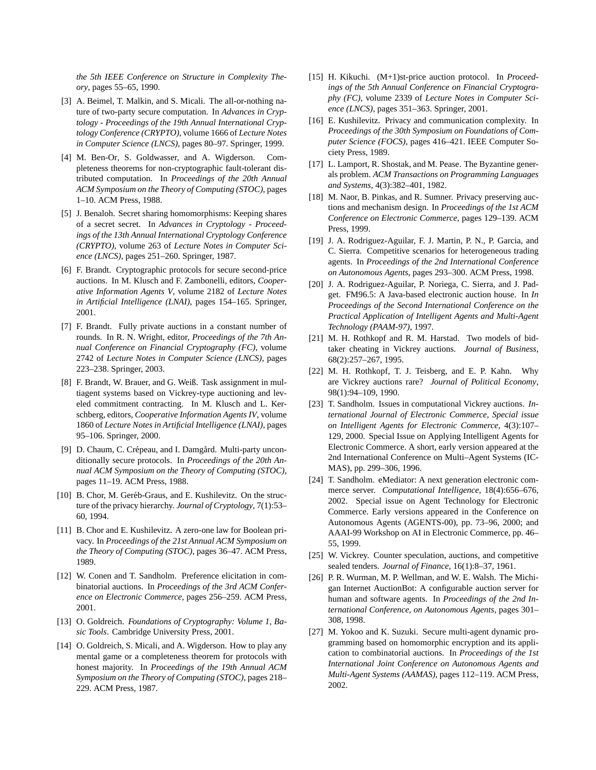*the 5th IEEE Conference on Structure in Complexity Theory*, pages 55–65, 1990.

[3] A. Beimel, T. Malkin, and S. Micali. The all-or-nothing nature of two-party secure computation. In *Advances in Cryptology - Proceedings of the 19th Annual International Cryptology Conference (CRYPTO)*, volume 1666 of *Lecture Notes in Computer Science (LNCS)*, pages 80–97. Springer, 1999.

[4] M. Ben-Or, S. Goldwasser, and A. Wigderson. Completeness theorems for non-cryptographic fault-tolerant distributed computation. In *Proceedings of the 20th Annual ACM Symposium on the Theory of Computing (STOC)*, pages 1–10. ACM Press, 1988.

[5] J. Benaloh. Secret sharing homomorphisms: Keeping shares of a secret secret. In *Advances in Cryptology - Proceedings of the 13th Annual International Cryptology Conference (CRYPTO)*, volume 263 of *Lecture Notes in Computer Science (LNCS)*, pages 251–260. Springer, 1987.

[6] F. Brandt. Cryptographic protocols for secure second-price auctions. In M. Klusch and F. Zambonelli, editors, *Cooperative Information Agents V*, volume 2182 of *Lecture Notes in Artificial Intelligence (LNAI)*, pages 154–165. Springer, 2001.

[7] F. Brandt. Fully private auctions in a constant number of rounds. In R. N. Wright, editor, *Proceedings of the 7th Annual Conference on Financial Cryptography (FC)*, volume 2742 of *Lecture Notes in Computer Science (LNCS)*, pages 223–238. Springer, 2003.

[8] F. Brandt, W. Brauer, and G. Weiß. Task assignment in multiagent systems based on Vickrey-type auctioning and leveled commitment contracting. In M. Klusch and L. Kerschberg, editors, *Cooperative Information Agents IV*, volume 1860 of *Lecture Notes in Artificial Intelligence (LNAI)*, pages 95–106. Springer, 2000.

[9] D. Chaum, C. Crépeau, and I. Damgård. Multi-party unconditionally secure protocols. In *Proceedings of the 20th Annual ACM Symposium on the Theory of Computing (STOC)*, pages 11–19. ACM Press, 1988.

[10] B. Chor, M. Geréb-Graus, and E. Kushilevitz. On the structure of the privacy hierarchy. *Journal of Cryptology*, 7(1):53–60, 1994.

[11] B. Chor and E. Kushilevitz. A zero-one law for Boolean privacy. In *Proceedings of the 21st Annual ACM Symposium on the Theory of Computing (STOC)*, pages 36–47. ACM Press, 1989.

[12] W. Conen and T. Sandholm. Preference elicitation in combinatorial auctions. In *Proceedings of the 3rd ACM Conference on Electronic Commerce*, pages 256–259. ACM Press, 2001.

[13] O. Goldreich. *Foundations of Cryptography: Volume 1, Basic Tools*. Cambridge University Press, 2001.

[14] O. Goldreich, S. Micali, and A. Wigderson. How to play any mental game or a completeness theorem for protocols with honest majority. In *Proceedings of the 19th Annual ACM Symposium on the Theory of Computing (STOC)*, pages 218–229. ACM Press, 1987.

[15] H. Kikuchi. (M+1)st-price auction protocol. In *Proceedings of the 5th Annual Conference on Financial Cryptography (FC)*, volume 2339 of *Lecture Notes in Computer Science (LNCS)*, pages 351–363. Springer, 2001.

[16] E. Kushilevitz. Privacy and communication complexity. In *Proceedings of the 30th Symposium on Foundations of Computer Science (FOCS)*, pages 416–421. IEEE Computer Society Press, 1989.

[17] L. Lamport, R. Shostak, and M. Pease. The Byzantine generals problem. *ACM Transactions on Programming Languages and Systems*, 4(3):382–401, 1982.

[18] M. Naor, B. Pinkas, and R. Sumner. Privacy preserving auctions and mechanism design. In *Proceedings of the 1st ACM Conference on Electronic Commerce*, pages 129–139. ACM Press, 1999.

[19] J. A. Rodriguez-Aguilar, F. J. Martin, P. N., P. Garcia, and C. Sierra. Competitive scenarios for heterogeneous trading agents. In *Proceedings of the 2nd International Conference on Autonomous Agents*, pages 293–300. ACM Press, 1998.

[20] J. A. Rodriguez-Aguilar, P. Noriega, C. Sierra, and J. Padget. FM96.5: A Java-based electronic auction house. In *In Proceedings of the Second International Conference on the Practical Application of Intelligent Agents and Multi-Agent Technology (PAAM-97)*, 1997.

[21] M. H. Rothkopf and R. M. Harstad. Two models of bidtaker cheating in Vickrey auctions. *Journal of Business*, 68(2):257–267, 1995.

[22] M. H. Rothkopf, T. J. Teisberg, and E. P. Kahn. Why are Vickrey auctions rare? *Journal of Political Economy*, 98(1):94–109, 1990.

[23] T. Sandholm. Issues in computational Vickrey auctions. *International Journal of Electronic Commerce, Special issue on Intelligent Agents for Electronic Commerce*, 4(3):107–129, 2000. Special Issue on Applying Intelligent Agents for Electronic Commerce. A short, early version appeared at the 2nd International Conference on Multi–Agent Systems (ICMAS), pp. 299–306, 1996.

[24] T. Sandholm. eMediator: A next generation electronic commerce server. *Computational Intelligence*, 18(4):656–676, 2002. Special issue on Agent Technology for Electronic Commerce. Early versions appeared in the Conference on Autonomous Agents (AGENTS-00), pp. 73–96, 2000; and AAAI-99 Workshop on AI in Electronic Commerce, pp. 46–55, 1999.

[25] W. Vickrey. Counter speculation, auctions, and competitive sealed tenders. *Journal of Finance*, 16(1):8–37, 1961.

[26] P. R. Wurman, M. P. Wellman, and W. E. Walsh. The Michigan Internet AuctionBot: A configurable auction server for human and software agents. In *Proceedings of the 2nd International Conference, on Autonomous Agents*, pages 301–308, 1998.

[27] M. Yokoo and K. Suzuki. Secure multi-agent dynamic programming based on homomorphic encryption and its application to combinatorial auctions. In *Proceedings of the 1st International Joint Conference on Autonomous Agents and Multi-Agent Systems (AAMAS)*, pages 112–119. ACM Press, 2002.